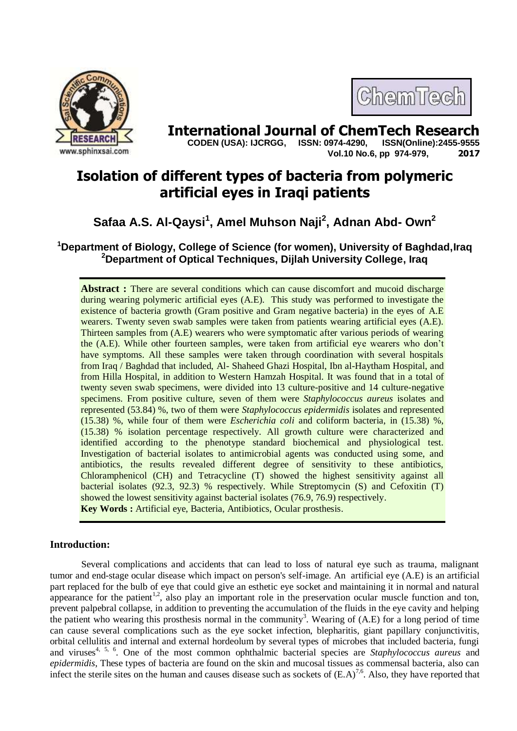# Isolation of different types of bacteria from polymeric artificial eyes in Iraqi patients

**Safaa A.S. Al-Qaysi[1], Amel Muhson Naji[2], Adnan Abd- Own[2]**

**[1]Department of Biology, College of Science (for women), University of Baghdad,Iraq**
**[2]Department of Optical Techniques, Dijlah University College, Iraq**

**Abstract :** There are several conditions which can cause discomfort and mucoid discharge during wearing polymeric artificial eyes (A.E). This study was performed to investigate the existence of bacteria growth (Gram positive and Gram negative bacteria) in the eyes of A.E wearers. Twenty seven swab samples were taken from patients wearing artificial eyes (A.E). Thirteen samples from (A.E) wearers who were symptomatic after various periods of wearing the (A.E). While other fourteen samples, were taken from artificial eye wearers who don't have symptoms. All these samples were taken through coordination with several hospitals from Iraq / Baghdad that included, Al- Shaheed Ghazi Hospital, Ibn al-Haytham Hospital, and from Hilla Hospital, in addition to Western Hamzah Hospital. It was found that in a total of twenty seven swab specimens, were divided into 13 culture-positive and 14 culture-negative specimens. From positive culture, seven of them were *Staphylococcus aureus* isolates and represented (53.84) %, two of them were *Staphylococcus epidermidis* isolates and represented (15.38) %, while four of them were *Escherichia coli* and coliform bacteria, in (15.38) %, (15.38) % isolation percentage respectively. All growth culture were characterized and identified according to the phenotype standard biochemical and physiological test. Investigation of bacterial isolates to antimicrobial agents was conducted using some, and antibiotics, the results revealed different degree of sensitivity to these antibiotics, Chloramphenicol (CH) and Tetracycline (T) showed the highest sensitivity against all bacterial isolates (92.3, 92.3) % respectively. While Streptomycin (S) and Cefoxitin (T) showed the lowest sensitivity against bacterial isolates (76.9, 76.9) respectively.

**Key Words :** Artificial eye, Bacteria, Antibiotics, Ocular prosthesis.

## Introduction:

Several complications and accidents that can lead to loss of natural eye such as trauma, malignant tumor and end-stage ocular disease which impact on person's self-image. An artificial eye (A.E) is an artificial part replaced for the bulb of eye that could give an esthetic eye socket and maintaining it in normal and natural appearance for the patient[1,2], also play an important role in the preservation ocular muscle function and ton, prevent palpebral collapse, in addition to preventing the accumulation of the fluids in the eye cavity and helping the patient who wearing this prosthesis normal in the community[3]. Wearing of (A.E) for a long period of time can cause several complications such as the eye socket infection, blepharitis, giant papillary conjunctivitis, orbital cellulitis and internal and external hordeolum by several types of microbes that included bacteria, fungi and viruses[4, 5, 6]. One of the most common ophthalmic bacterial species are *Staphylococcus aureus* and *epidermidis*, These types of bacteria are found on the skin and mucosal tissues as commensal bacteria, also can infect the sterile sites on the human and causes disease such as sockets of (E.A)[7,6]. Also, they have reported that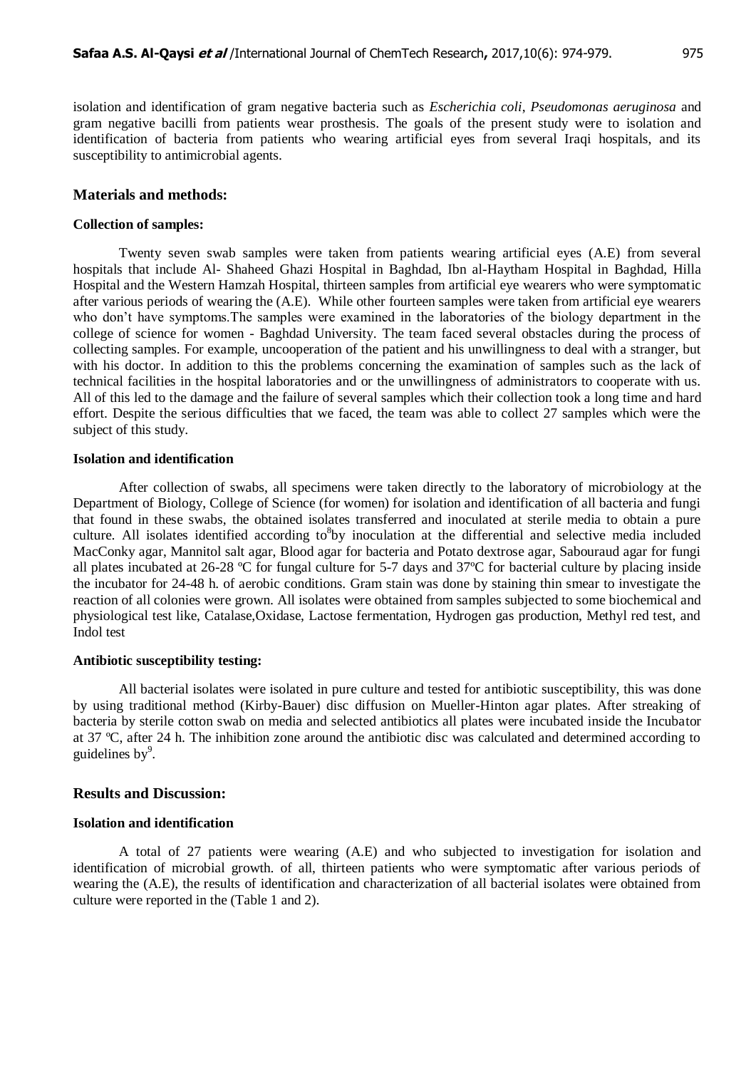isolation and identification of gram negative bacteria such as *Escherichia coli*, *Pseudomonas aeruginosa* and gram negative bacilli from patients wear prosthesis. The goals of the present study were to isolation and identification of bacteria from patients who wearing artificial eyes from several Iraqi hospitals, and its susceptibility to antimicrobial agents.

## Materials and methods:

### Collection of samples:

Twenty seven swab samples were taken from patients wearing artificial eyes (A.E) from several hospitals that include Al- Shaheed Ghazi Hospital in Baghdad, Ibn al-Haytham Hospital in Baghdad, Hilla Hospital and the Western Hamzah Hospital, thirteen samples from artificial eye wearers who were symptomatic after various periods of wearing the (A.E). While other fourteen samples were taken from artificial eye wearers who don't have symptoms.The samples were examined in the laboratories of the biology department in the college of science for women - Baghdad University. The team faced several obstacles during the process of collecting samples. For example, uncooperation of the patient and his unwillingness to deal with a stranger, but with his doctor. In addition to this the problems concerning the examination of samples such as the lack of technical facilities in the hospital laboratories and or the unwillingness of administrators to cooperate with us. All of this led to the damage and the failure of several samples which their collection took a long time and hard effort. Despite the serious difficulties that we faced, the team was able to collect 27 samples which were the subject of this study.

### Isolation and identification

After collection of swabs, all specimens were taken directly to the laboratory of microbiology at the Department of Biology, College of Science (for women) for isolation and identification of all bacteria and fungi that found in these swabs, the obtained isolates transferred and inoculated at sterile media to obtain a pure culture. All isolates identified according to[8]by inoculation at the differential and selective media included MacConky agar, Mannitol salt agar, Blood agar for bacteria and Potato dextrose agar, Sabouraud agar for fungi all plates incubated at 26-28 ºC for fungal culture for 5-7 days and 37ºC for bacterial culture by placing inside the incubator for 24-48 h. of aerobic conditions. Gram stain was done by staining thin smear to investigate the reaction of all colonies were grown. All isolates were obtained from samples subjected to some biochemical and physiological test like, Catalase,Oxidase, Lactose fermentation, Hydrogen gas production, Methyl red test, and Indol test

### Antibiotic susceptibility testing:

All bacterial isolates were isolated in pure culture and tested for antibiotic susceptibility, this was done by using traditional method (Kirby-Bauer) disc diffusion on Mueller-Hinton agar plates. After streaking of bacteria by sterile cotton swab on media and selected antibiotics all plates were incubated inside the Incubator at 37 ºC, after 24 h. The inhibition zone around the antibiotic disc was calculated and determined according to guidelines by[9].

## Results and Discussion:

### Isolation and identification

A total of 27 patients were wearing (A.E) and who subjected to investigation for isolation and identification of microbial growth. of all, thirteen patients who were symptomatic after various periods of wearing the (A.E), the results of identification and characterization of all bacterial isolates were obtained from culture were reported in the (Table 1 and 2).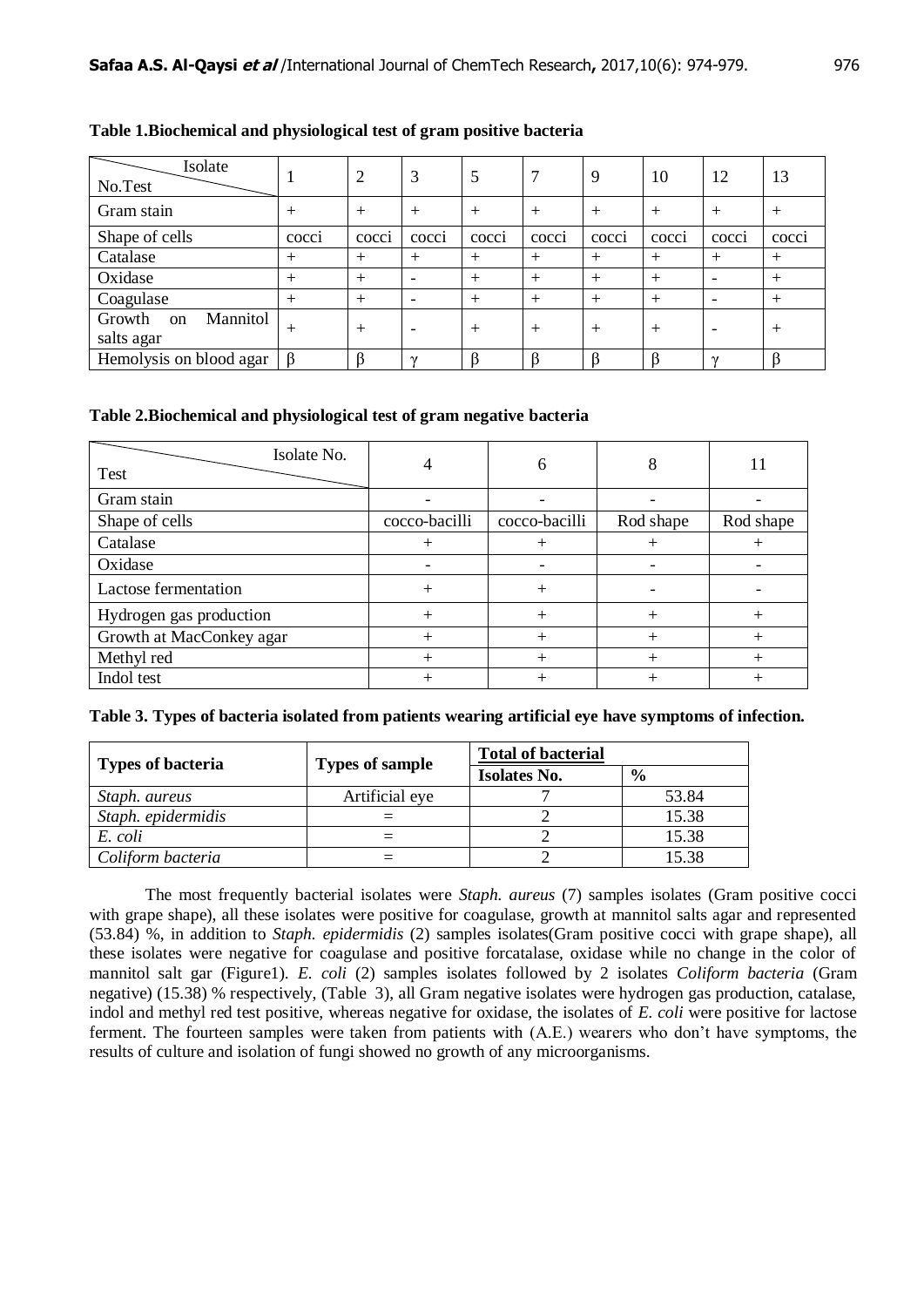**Table 1.Biochemical and physiological test of gram positive bacteria**

| Isolate No. / Test | 1 | 2 | 3 | 5 | 7 | 9 | 10 | 12 | 13 |
|---|---|---|---|---|---|---|---|---|---|
| Gram stain | + | + | + | + | + | + | + | + | + |
| Shape of cells | cocci | cocci | cocci | cocci | cocci | cocci | cocci | cocci | cocci |
| Catalase | + | + | + | + | + | + | + | + | + |
| Oxidase | + | + | - | + | + | + | + | - | + |
| Coagulase | + | + | - | + | + | + | + | - | + |
| Growth on Mannitol salts agar | + | + | - | + | + | + | + | - | + |
| Hemolysis on blood agar | β | β | γ | β | β | β | β | γ | β |

**Table 2.Biochemical and physiological test of gram negative bacteria**

| Isolate No. / Test | 4 | 6 | 8 | 11 |
|---|---|---|---|---|
| Gram stain | - | - | - | - |
| Shape of cells | cocco-bacilli | cocco-bacilli | Rod shape | Rod shape |
| Catalase | + | + | + | + |
| Oxidase | - | - | - | - |
| Lactose fermentation | + | + | - | - |
| Hydrogen gas production | + | + | + | + |
| Growth at MacConkey agar | + | + | + | + |
| Methyl red | + | + | + | + |
| Indol test | + | + | + | + |

**Table 3. Types of bacteria isolated from patients wearing artificial eye have symptoms of infection.**

| Types of bacteria | Types of sample | Total of bacterial | |
|---|---|---|---|
| | | Isolates No. | % |
| *Staph. aureus* | Artificial eye | 7 | 53.84 |
| *Staph. epidermidis* | = | 2 | 15.38 |
| *E. coli* | = | 2 | 15.38 |
| *Coliform bacteria* | = | 2 | 15.38 |

The most frequently bacterial isolates were *Staph. aureus* (7) samples isolates (Gram positive cocci with grape shape), all these isolates were positive for coagulase, growth at mannitol salts agar and represented (53.84) %, in addition to *Staph. epidermidis* (2) samples isolates(Gram positive cocci with grape shape), all these isolates were negative for coagulase and positive forcatalase, oxidase while no change in the color of mannitol salt gar (Figure1). *E. coli* (2) samples isolates followed by 2 isolates *Coliform bacteria* (Gram negative) (15.38) % respectively, (Table 3), all Gram negative isolates were hydrogen gas production, catalase, indol and methyl red test positive, whereas negative for oxidase, the isolates of *E. coli* were positive for lactose ferment. The fourteen samples were taken from patients with (A.E.) wearers who don't have symptoms, the results of culture and isolation of fungi showed no growth of any microorganisms.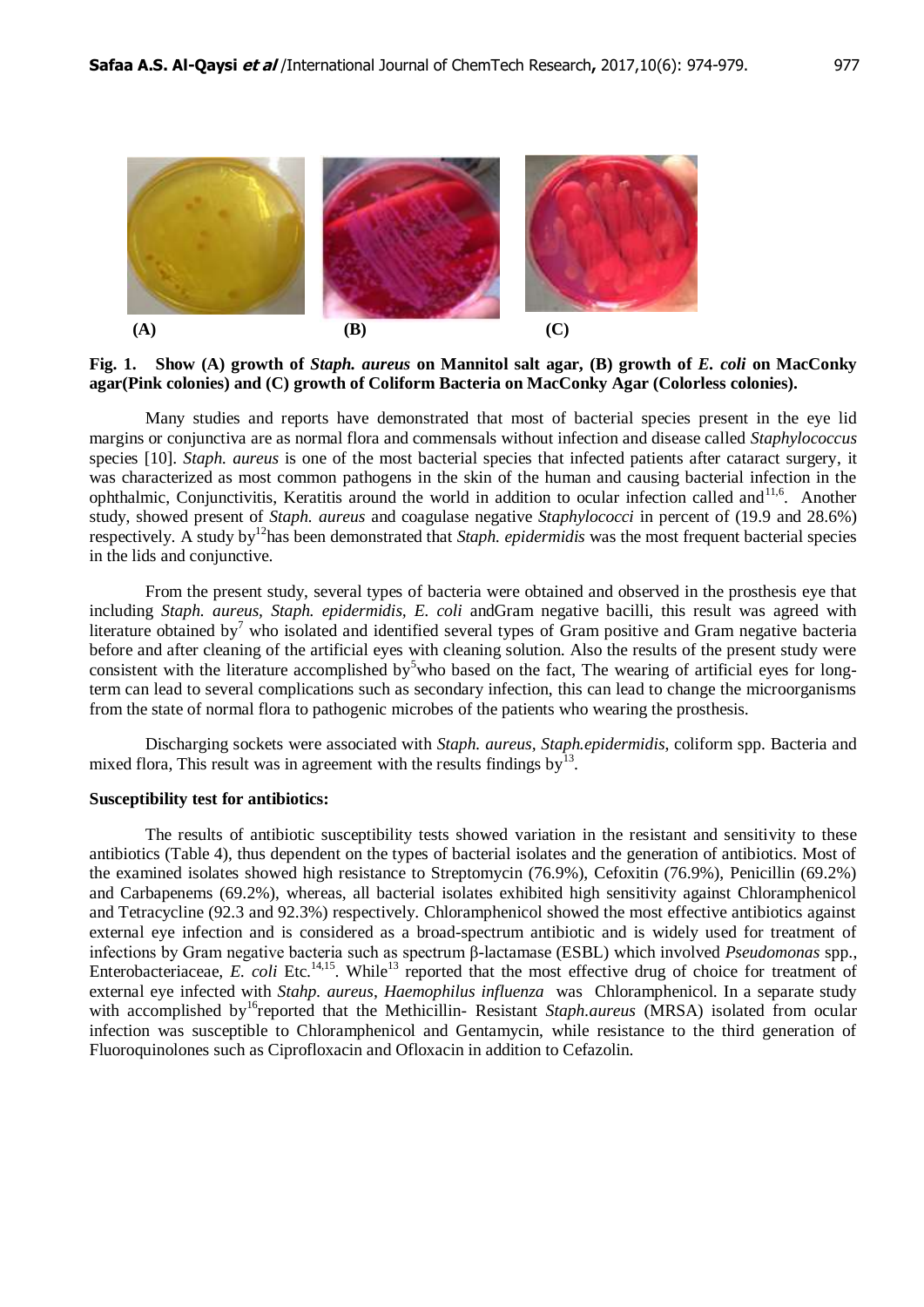**(A) (B) (C)**

**Fig. 1. Show (A) growth of *Staph. aureus* on Mannitol salt agar, (B) growth of *E. coli* on MacConky agar(Pink colonies) and (C) growth of Coliform Bacteria on MacConky Agar (Colorless colonies).**

Many studies and reports have demonstrated that most of bacterial species present in the eye lid margins or conjunctiva are as normal flora and commensals without infection and disease called *Staphylococcus* species [10]. *Staph. aureus* is one of the most bacterial species that infected patients after cataract surgery, it was characterized as most common pathogens in the skin of the human and causing bacterial infection in the ophthalmic, Conjunctivitis, Keratitis around the world in addition to ocular infection called and[11,6]. Another study, showed present of *Staph. aureus* and coagulase negative *Staphylococci* in percent of (19.9 and 28.6%) respectively. A study by[12]has been demonstrated that *Staph. epidermidis* was the most frequent bacterial species in the lids and conjunctive.

From the present study, several types of bacteria were obtained and observed in the prosthesis eye that including *Staph. aureus, Staph. epidermidis, E. coli* andGram negative bacilli, this result was agreed with literature obtained by[7] who isolated and identified several types of Gram positive and Gram negative bacteria before and after cleaning of the artificial eyes with cleaning solution. Also the results of the present study were consistent with the literature accomplished by[5]who based on the fact, The wearing of artificial eyes for long-term can lead to several complications such as secondary infection, this can lead to change the microorganisms from the state of normal flora to pathogenic microbes of the patients who wearing the prosthesis.

Discharging sockets were associated with *Staph. aureus*, *Staph.epidermidis*, coliform spp. Bacteria and mixed flora, This result was in agreement with the results findings by[13].

**Susceptibility test for antibiotics:**

The results of antibiotic susceptibility tests showed variation in the resistant and sensitivity to these antibiotics (Table 4), thus dependent on the types of bacterial isolates and the generation of antibiotics. Most of the examined isolates showed high resistance to Streptomycin (76.9%), Cefoxitin (76.9%), Penicillin (69.2%) and Carbapenems (69.2%), whereas, all bacterial isolates exhibited high sensitivity against Chloramphenicol and Tetracycline (92.3 and 92.3%) respectively. Chloramphenicol showed the most effective antibiotics against external eye infection and is considered as a broad-spectrum antibiotic and is widely used for treatment of infections by Gram negative bacteria such as spectrum β-lactamase (ESBL) which involved *Pseudomonas* spp., Enterobacteriaceae, *E. coli* Etc.[14,15]. While[13] reported that the most effective drug of choice for treatment of external eye infected with *Stahp. aureus*, *Haemophilus influenza* was Chloramphenicol. In a separate study with accomplished by[16]reported that the Methicillin- Resistant *Staph.aureus* (MRSA) isolated from ocular infection was susceptible to Chloramphenicol and Gentamycin, while resistance to the third generation of Fluoroquinolones such as Ciprofloxacin and Ofloxacin in addition to Cefazolin.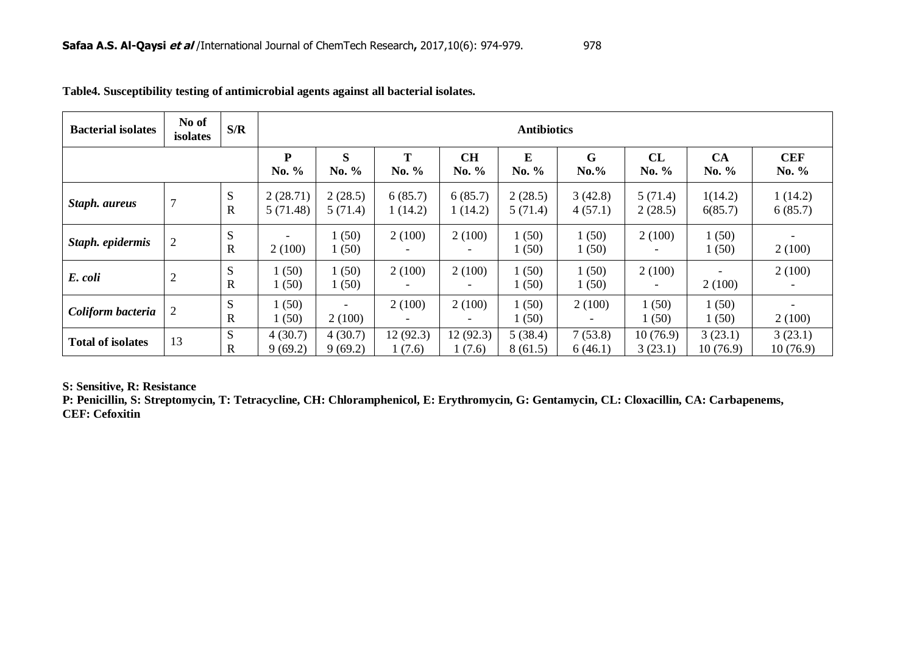**Table4. Susceptibility testing of antimicrobial agents against all bacterial isolates.**

| Bacterial isolates | No of isolates | S/R | Antibiotics | | | | | | | | |
|---|---|---|---|---|---|---|---|---|---|---|---|
| | | | P No. % | S No. % | T No. % | CH No. % | E No. % | G No.% | CL No. % | CA No. % | CEF No. % |
| ***Staph. aureus*** | 7 | S<br>R | 2 (28.71)<br>5 (71.48) | 2 (28.5)<br>5 (71.4) | 6 (85.7)<br>1 (14.2) | 6 (85.7)<br>1 (14.2) | 2 (28.5)<br>5 (71.4) | 3 (42.8)<br>4 (57.1) | 5 (71.4)<br>2 (28.5) | 1(14.2)<br>6(85.7) | 1 (14.2)<br>6 (85.7) |
| ***Staph. epidermis*** | 2 | S<br>R | -<br>2 (100) | 1 (50)<br>1 (50) | 2 (100)<br>- | 2 (100)<br>- | 1 (50)<br>1 (50) | 1 (50)<br>1 (50) | 2 (100)<br>- | 1 (50)<br>1 (50) | -<br>2 (100) |
| ***E. coli*** | 2 | S<br>R | 1 (50)<br>1 (50) | 1 (50)<br>1 (50) | 2 (100)<br>- | 2 (100)<br>- | 1 (50)<br>1 (50) | 1 (50)<br>1 (50) | 2 (100)<br>- | -<br>2 (100) | 2 (100)<br>- |
| ***Coliform bacteria*** | 2 | S<br>R | 1 (50)<br>1 (50) | -<br>2 (100) | 2 (100)<br>- | 2 (100)<br>- | 1 (50)<br>1 (50) | 2 (100)<br>- | 1 (50)<br>1 (50) | 1 (50)<br>1 (50) | -<br>2 (100) |
| **Total of isolates** | 13 | S<br>R | 4 (30.7)<br>9 (69.2) | 4 (30.7)<br>9 (69.2) | 12 (92.3)<br>1 (7.6) | 12 (92.3)<br>1 (7.6) | 5 (38.4)<br>8 (61.5) | 7 (53.8)<br>6 (46.1) | 10 (76.9)<br>3 (23.1) | 3 (23.1)<br>10 (76.9) | 3 (23.1)<br>10 (76.9) |

**S: Sensitive, R: Resistance**

**P: Penicillin, S: Streptomycin, T: Tetracycline, CH: Chloramphenicol, E: Erythromycin, G: Gentamycin, CL: Cloxacillin, CA: Carbapenems, CEF: Cefoxitin**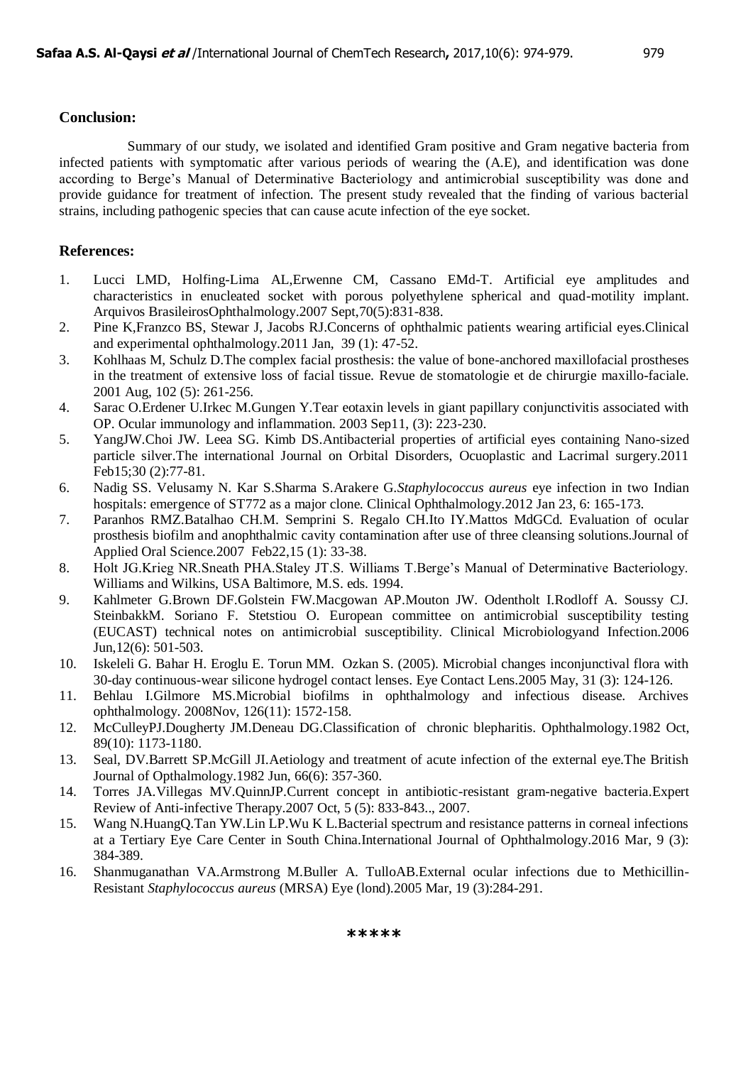## Conclusion:

Summary of our study, we isolated and identified Gram positive and Gram negative bacteria from infected patients with symptomatic after various periods of wearing the (A.E), and identification was done according to Berge's Manual of Determinative Bacteriology and antimicrobial susceptibility was done and provide guidance for treatment of infection. The present study revealed that the finding of various bacterial strains, including pathogenic species that can cause acute infection of the eye socket.

## References:

1. Lucci LMD, Holfing-Lima AL,Erwenne CM, Cassano EMd-T. Artificial eye amplitudes and characteristics in enucleated socket with porous polyethylene spherical and quad-motility implant. Arquivos BrasileirosOphthalmology.2007 Sept,70(5):831-838.
2. Pine K,Franzco BS, Stewar J, Jacobs RJ.Concerns of ophthalmic patients wearing artificial eyes.Clinical and experimental ophthalmology.2011 Jan, 39 (1): 47-52.
3. Kohlhaas M, Schulz D.The complex facial prosthesis: the value of bone-anchored maxillofacial prostheses in the treatment of extensive loss of facial tissue. Revue de stomatologie et de chirurgie maxillo-faciale. 2001 Aug, 102 (5): 261-256.
4. Sarac O.Erdener U.Irkec M.Gungen Y.Tear eotaxin levels in giant papillary conjunctivitis associated with OP. Ocular immunology and inflammation. 2003 Sep11, (3): 223-230.
5. YangJW.Choi JW. Leea SG. Kimb DS.Antibacterial properties of artificial eyes containing Nano-sized particle silver.The international Journal on Orbital Disorders, Ocuoplastic and Lacrimal surgery.2011 Feb15;30 (2):77-81.
6. Nadig SS. Velusamy N. Kar S.Sharma S.Arakere G.*Staphylococcus aureus* eye infection in two Indian hospitals: emergence of ST772 as a major clone. Clinical Ophthalmology.2012 Jan 23, 6: 165-173.
7. Paranhos RMZ.Batalhao CH.M. Semprini S. Regalo CH.Ito IY.Mattos MdGCd. Evaluation of ocular prosthesis biofilm and anophthalmic cavity contamination after use of three cleansing solutions.Journal of Applied Oral Science.2007 Feb22,15 (1): 33-38.
8. Holt JG.Krieg NR.Sneath PHA.Staley JT.S. Williams T.Berge's Manual of Determinative Bacteriology. Williams and Wilkins, USA Baltimore, M.S. eds. 1994.
9. Kahlmeter G.Brown DF.Golstein FW.Macgowan AP.Mouton JW. Odentholt I.Rodloff A. Soussy CJ. SteinbakkM. Soriano F. Stetstiou O. European committee on antimicrobial susceptibility testing (EUCAST) technical notes on antimicrobial susceptibility. Clinical Microbiologyand Infection.2006 Jun,12(6): 501-503.
10. Iskeleli G. Bahar H. Eroglu E. Torun MM. Ozkan S. (2005). Microbial changes inconjunctival flora with 30-day continuous-wear silicone hydrogel contact lenses. Eye Contact Lens.2005 May, 31 (3): 124-126.
11. Behlau I.Gilmore MS.Microbial biofilms in ophthalmology and infectious disease. Archives ophthalmology. 2008Nov, 126(11): 1572-158.
12. McCulleyPJ.Dougherty JM.Deneau DG.Classification of chronic blepharitis. Ophthalmology.1982 Oct, 89(10): 1173-1180.
13. Seal, DV.Barrett SP.McGill JI.Aetiology and treatment of acute infection of the external eye.The British Journal of Opthalmology.1982 Jun, 66(6): 357-360.
14. Torres JA.Villegas MV.QuinnJP.Current concept in antibiotic-resistant gram-negative bacteria.Expert Review of Anti-infective Therapy.2007 Oct, 5 (5): 833-843.., 2007.
15. Wang N.HuangQ.Tan YW.Lin LP.Wu K L.Bacterial spectrum and resistance patterns in corneal infections at a Tertiary Eye Care Center in South China.International Journal of Ophthalmology.2016 Mar, 9 (3): 384-389.
16. Shanmuganathan VA.Armstrong M.Buller A. TulloAB.External ocular infections due to Methicillin-Resistant *Staphylococcus aureus* (MRSA) Eye (lond).2005 Mar, 19 (3):284-291.

*****